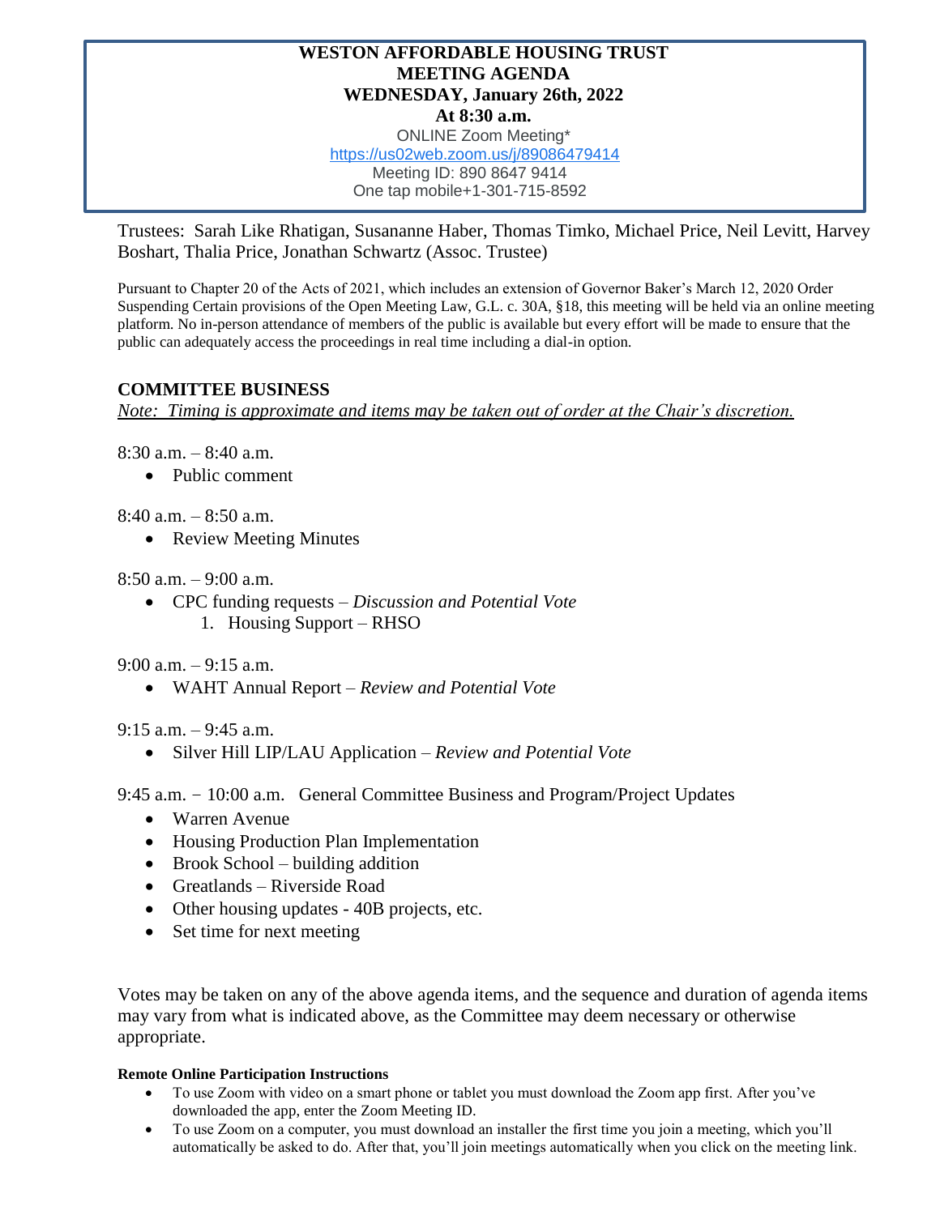# WESTON AFFORDABLE HOUSING TRUST
## MEETING AGENDA
## WEDNESDAY, January 26th, 2022
## At 8:30 a.m.

ONLINE Zoom Meeting*
https://us02web.zoom.us/j/89086479414
Meeting ID: 890 8647 9414
One tap mobile+1-301-715-8592

Trustees: Sarah Like Rhatigan, Susananne Haber, Thomas Timko, Michael Price, Neil Levitt, Harvey Boshart, Thalia Price, Jonathan Schwartz (Assoc. Trustee)

Pursuant to Chapter 20 of the Acts of 2021, which includes an extension of Governor Baker's March 12, 2020 Order Suspending Certain provisions of the Open Meeting Law, G.L. c. 30A, §18, this meeting will be held via an online meeting platform. No in-person attendance of members of the public is available but every effort will be made to ensure that the public can adequately access the proceedings in real time including a dial-in option.

## COMMITTEE BUSINESS

*Note: Timing is approximate and items may be taken out of order at the Chair's discretion.*

8:30 a.m. – 8:40 a.m.
- Public comment

8:40 a.m. – 8:50 a.m.
- Review Meeting Minutes

8:50 a.m. – 9:00 a.m.
- CPC funding requests – *Discussion and Potential Vote*
  1. Housing Support – RHSO

9:00 a.m. – 9:15 a.m.
- WAHT Annual Report – *Review and Potential Vote*

9:15 a.m. – 9:45 a.m.
- Silver Hill LIP/LAU Application – *Review and Potential Vote*

9:45 a.m. – 10:00 a.m. General Committee Business and Program/Project Updates
- Warren Avenue
- Housing Production Plan Implementation
- Brook School – building addition
- Greatlands – Riverside Road
- Other housing updates - 40B projects, etc.
- Set time for next meeting

Votes may be taken on any of the above agenda items, and the sequence and duration of agenda items may vary from what is indicated above, as the Committee may deem necessary or otherwise appropriate.

**Remote Online Participation Instructions**
- To use Zoom with video on a smart phone or tablet you must download the Zoom app first. After you've downloaded the app, enter the Zoom Meeting ID.
- To use Zoom on a computer, you must download an installer the first time you join a meeting, which you'll automatically be asked to do. After that, you'll join meetings automatically when you click on the meeting link.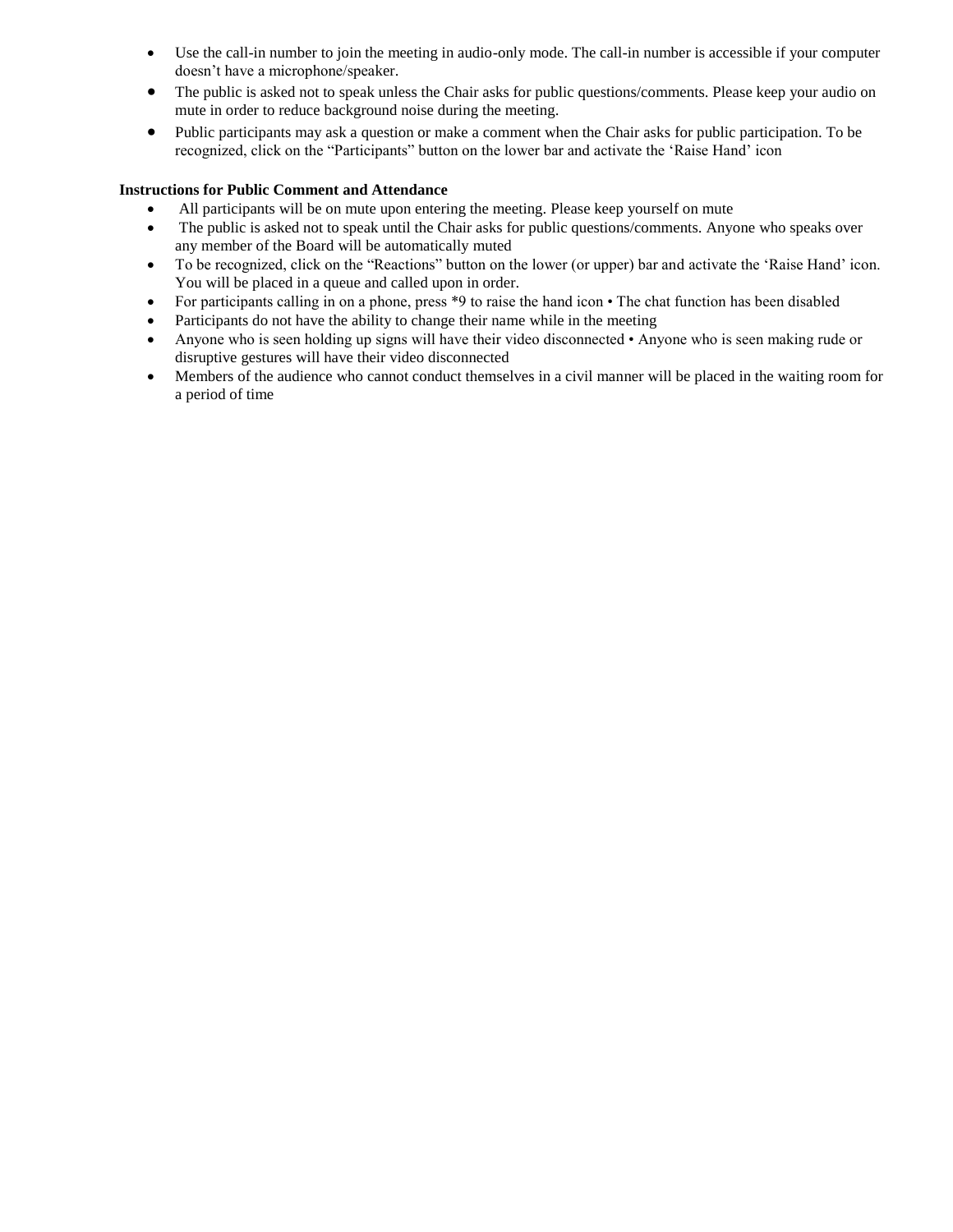- Use the call-in number to join the meeting in audio-only mode. The call-in number is accessible if your computer doesn't have a microphone/speaker.
- The public is asked not to speak unless the Chair asks for public questions/comments. Please keep your audio on mute in order to reduce background noise during the meeting.
- Public participants may ask a question or make a comment when the Chair asks for public participation. To be recognized, click on the "Participants" button on the lower bar and activate the 'Raise Hand' icon

**Instructions for Public Comment and Attendance**

- All participants will be on mute upon entering the meeting. Please keep yourself on mute
- The public is asked not to speak until the Chair asks for public questions/comments. Anyone who speaks over any member of the Board will be automatically muted
- To be recognized, click on the "Reactions" button on the lower (or upper) bar and activate the 'Raise Hand' icon. You will be placed in a queue and called upon in order.
- For participants calling in on a phone, press *9 to raise the hand icon • The chat function has been disabled
- Participants do not have the ability to change their name while in the meeting
- Anyone who is seen holding up signs will have their video disconnected • Anyone who is seen making rude or disruptive gestures will have their video disconnected
- Members of the audience who cannot conduct themselves in a civil manner will be placed in the waiting room for a period of time